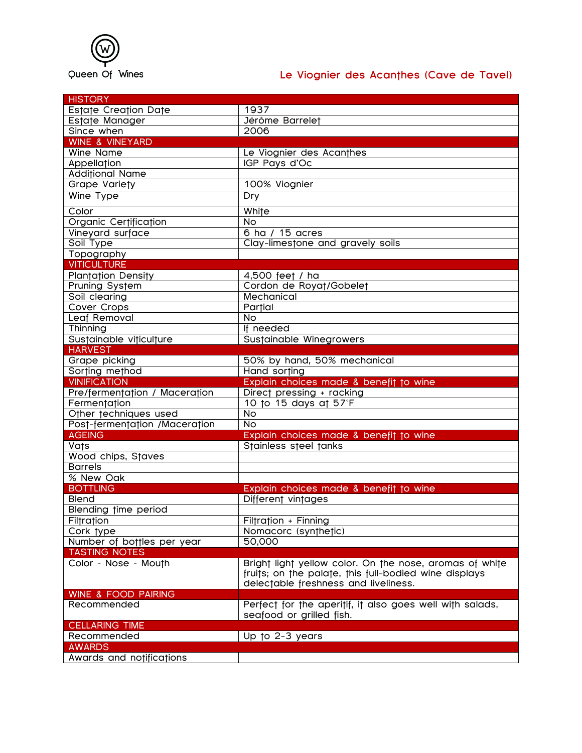Queen Of Wines

# Le Viognier des Acanthes (Cave de Tavel)

| HISTORY | |
|---|---|
| Estate Creation Date | 1937 |
| Estate Manager | Jérôme Barrelet |
| Since when | 2006 |
| **WINE & VINEYARD** | |
| Wine Name | Le Viognier des Acanthes |
| Appellation | IGP Pays d'Oc |
| Additional Name | |
| Grape Variety | 100% Viognier |
| Wine Type | Dry |
| Color | White |
| Organic Certification | No |
| Vineyard surface | 6 ha / 15 acres |
| Soil Type | Clay-limestone and gravely soils |
| Topography | |
| **VITICULTURE** | |
| Plantation Density | 4,500 feet / ha |
| Pruning System | Cordon de Royat/Gobelet |
| Soil clearing | Mechanical |
| Cover Crops | Partial |
| Leaf Removal | No |
| Thinning | If needed |
| Sustainable viticulture | Sustainable Winegrowers |
| **HARVEST** | |
| Grape picking | 50% by hand, 50% mechanical |
| Sorting method | Hand sorting |
| **VINIFICATION** | **Explain choices made & benefit to wine** |
| Pre/fermentation / Maceration | Direct pressing + racking |
| Fermentation | 10 to 15 days at 57°F |
| Other techniques used | No |
| Post-fermentation /Maceration | No |
| **AGEING** | **Explain choices made & benefit to wine** |
| Vats | Stainless steel tanks |
| Wood chips, Staves | |
| Barrels | |
| % New Oak | |
| **BOTTLING** | **Explain choices made & benefit to wine** |
| Blend | Different vintages |
| Blending time period | |
| Filtration | Filtration + Finning |
| Cork type | Nomacorc (synthetic) |
| Number of bottles per year | 50,000 |
| **TASTING NOTES** | |
| Color - Nose - Mouth | Bright light yellow color. On the nose, aromas of white fruits; on the palate, this full-bodied wine displays delectable freshness and liveliness. |
| **WINE & FOOD PAIRING** | |
| Recommended | Perfect for the aperitif, it also goes well with salads, seafood or grilled fish. |
| **CELLARING TIME** | |
| Recommended | Up to 2-3 years |
| **AWARDS** | |
| Awards and notifications | |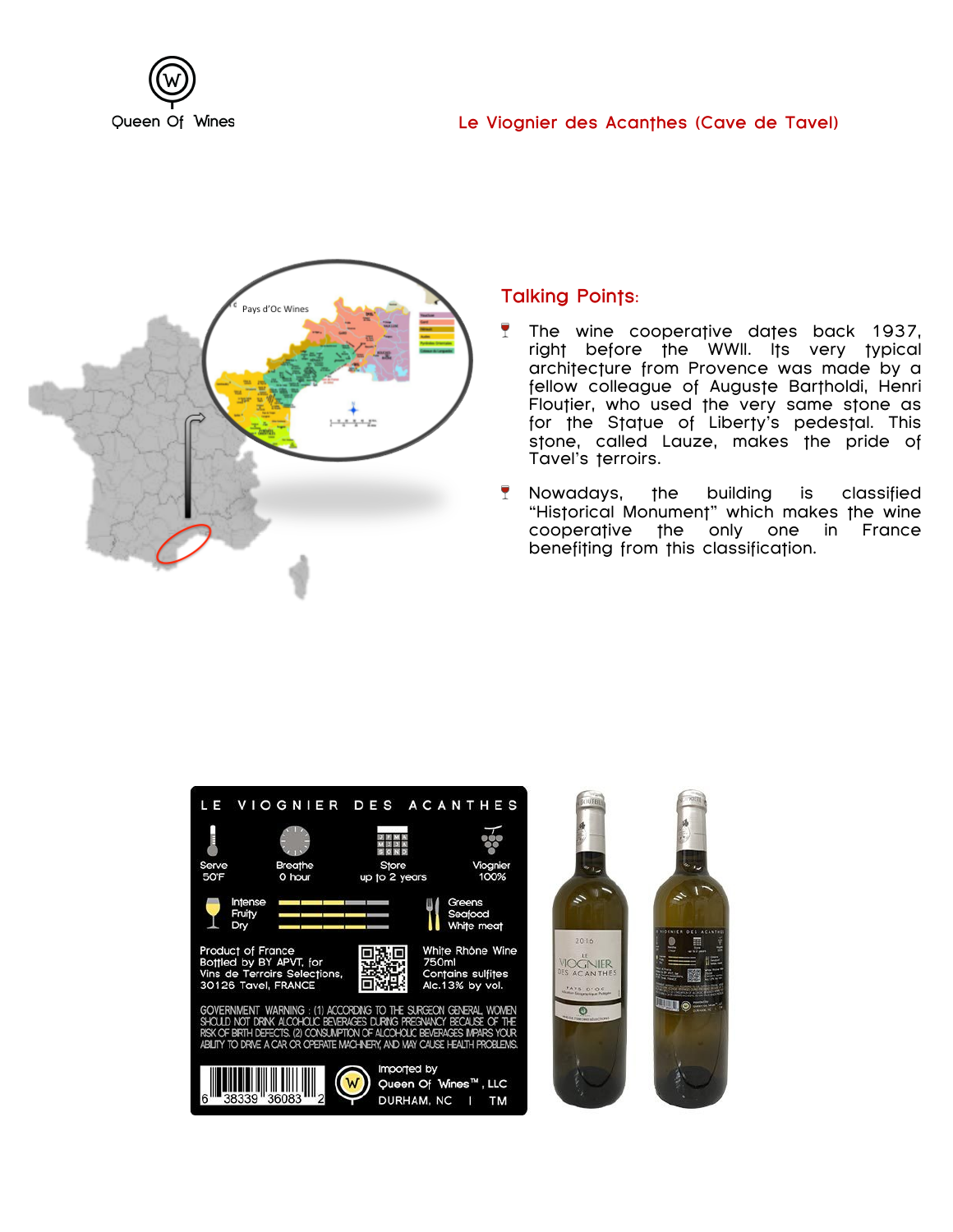Queen Of Wines

# Le Viognier des Acanthes (Cave de Tavel)

## Talking Points:

- The wine cooperative dates back 1937, right before the WWII. Its very typical architecture from Provence was made by a fellow colleague of Auguste Bartholdi, Henri Floutier, who used the very same stone as for the Statue of Liberty's pedestal. This stone, called Lauze, makes the pride of Tavel's terroirs.
- Nowadays, the building is classified "Historical Monument" which makes the wine cooperative the only one in France benefiting from this classification.

LE VIOGNIER DES ACANTHES

Serve 50°F

Breathe 0 hour

Store up to 2 years

Viognier 100%

Intense
Fruity
Dry

Greens
Seafood
White meat

Product of France
Bottled by BY APVT, for
Vins de Terroirs Selections,
30126 Tavel, FRANCE

White Rhône Wine
750ml
Contains sulfites
Alc.13% by vol.

GOVERNMENT WARNING : (1) ACCORDING TO THE SURGEON GENERAL, WOMEN SHOULD NOT DRINK ALCOHOLIC BEVERAGES DURING PREGNANCY BECAUSE OF THE RISK OF BIRTH DEFECTS. (2) CONSUMPTION OF ALCOHOLIC BEVERAGES IMPAIRS YOUR ABILITY TO DRIVE A CAR OR OPERATE MACHINERY, AND MAY CAUSE HEALTH PROBLEMS.

6 38339 36083 2

Imported by
Queen Of Wines™, LLC
DURHAM, NC | TM